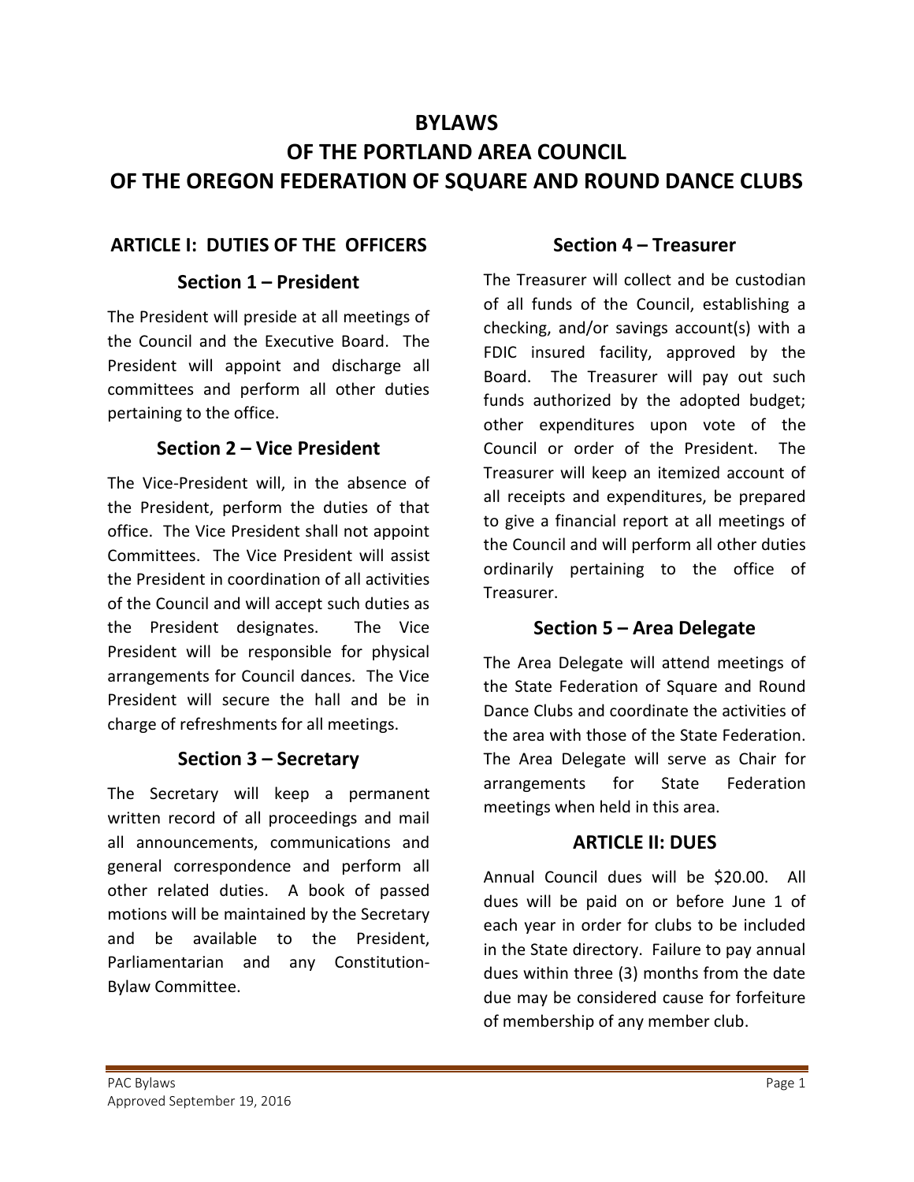# BYLAWS
# OF THE PORTLAND AREA COUNCIL
# OF THE OREGON FEDERATION OF SQUARE AND ROUND DANCE CLUBS

## ARTICLE I: DUTIES OF THE OFFICERS

### Section 1 – President

The President will preside at all meetings of the Council and the Executive Board. The President will appoint and discharge all committees and perform all other duties pertaining to the office.

### Section 2 – Vice President

The Vice-President will, in the absence of the President, perform the duties of that office. The Vice President shall not appoint Committees. The Vice President will assist the President in coordination of all activities of the Council and will accept such duties as the President designates. The Vice President will be responsible for physical arrangements for Council dances. The Vice President will secure the hall and be in charge of refreshments for all meetings.

### Section 3 – Secretary

The Secretary will keep a permanent written record of all proceedings and mail all announcements, communications and general correspondence and perform all other related duties. A book of passed motions will be maintained by the Secretary and be available to the President, Parliamentarian and any Constitution-Bylaw Committee.

### Section 4 – Treasurer

The Treasurer will collect and be custodian of all funds of the Council, establishing a checking, and/or savings account(s) with a FDIC insured facility, approved by the Board. The Treasurer will pay out such funds authorized by the adopted budget; other expenditures upon vote of the Council or order of the President. The Treasurer will keep an itemized account of all receipts and expenditures, be prepared to give a financial report at all meetings of the Council and will perform all other duties ordinarily pertaining to the office of Treasurer.

### Section 5 – Area Delegate

The Area Delegate will attend meetings of the State Federation of Square and Round Dance Clubs and coordinate the activities of the area with those of the State Federation. The Area Delegate will serve as Chair for arrangements for State Federation meetings when held in this area.

## ARTICLE II: DUES

Annual Council dues will be $20.00. All dues will be paid on or before June 1 of each year in order for clubs to be included in the State directory. Failure to pay annual dues within three (3) months from the date due may be considered cause for forfeiture of membership of any member club.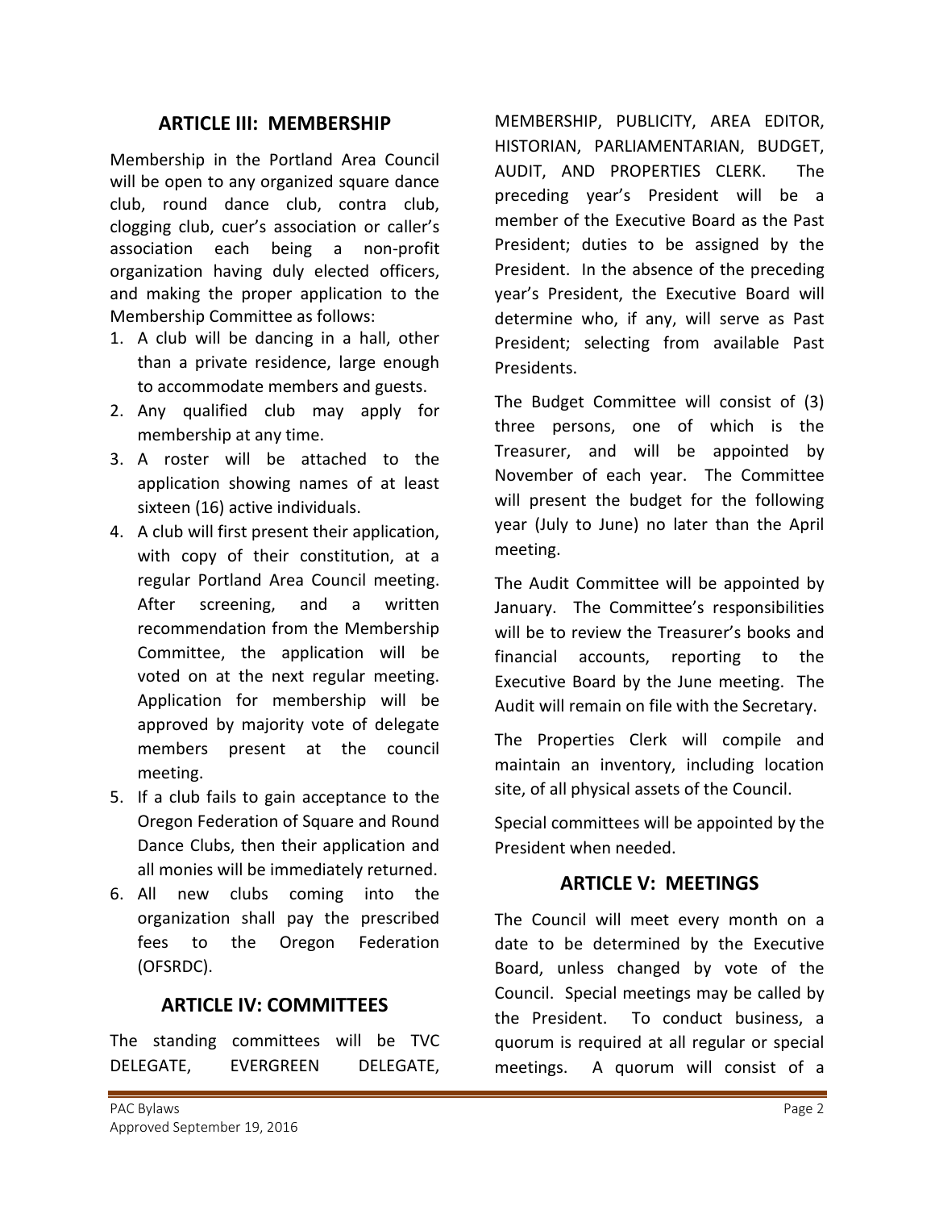## ARTICLE III: MEMBERSHIP

Membership in the Portland Area Council will be open to any organized square dance club, round dance club, contra club, clogging club, cuer's association or caller's association each being a non-profit organization having duly elected officers, and making the proper application to the Membership Committee as follows:

1. A club will be dancing in a hall, other than a private residence, large enough to accommodate members and guests.
2. Any qualified club may apply for membership at any time.
3. A roster will be attached to the application showing names of at least sixteen (16) active individuals.
4. A club will first present their application, with copy of their constitution, at a regular Portland Area Council meeting. After screening, and a written recommendation from the Membership Committee, the application will be voted on at the next regular meeting. Application for membership will be approved by majority vote of delegate members present at the council meeting.
5. If a club fails to gain acceptance to the Oregon Federation of Square and Round Dance Clubs, then their application and all monies will be immediately returned.
6. All new clubs coming into the organization shall pay the prescribed fees to the Oregon Federation (OFSRDC).

## ARTICLE IV: COMMITTEES

The standing committees will be TVC DELEGATE, EVERGREEN DELEGATE, MEMBERSHIP, PUBLICITY, AREA EDITOR, HISTORIAN, PARLIAMENTARIAN, BUDGET, AUDIT, AND PROPERTIES CLERK. The preceding year's President will be a member of the Executive Board as the Past President; duties to be assigned by the President. In the absence of the preceding year's President, the Executive Board will determine who, if any, will serve as Past President; selecting from available Past Presidents.

The Budget Committee will consist of (3) three persons, one of which is the Treasurer, and will be appointed by November of each year. The Committee will present the budget for the following year (July to June) no later than the April meeting.

The Audit Committee will be appointed by January. The Committee's responsibilities will be to review the Treasurer's books and financial accounts, reporting to the Executive Board by the June meeting. The Audit will remain on file with the Secretary.

The Properties Clerk will compile and maintain an inventory, including location site, of all physical assets of the Council.

Special committees will be appointed by the President when needed.

## ARTICLE V: MEETINGS

The Council will meet every month on a date to be determined by the Executive Board, unless changed by vote of the Council. Special meetings may be called by the President. To conduct business, a quorum is required at all regular or special meetings. A quorum will consist of a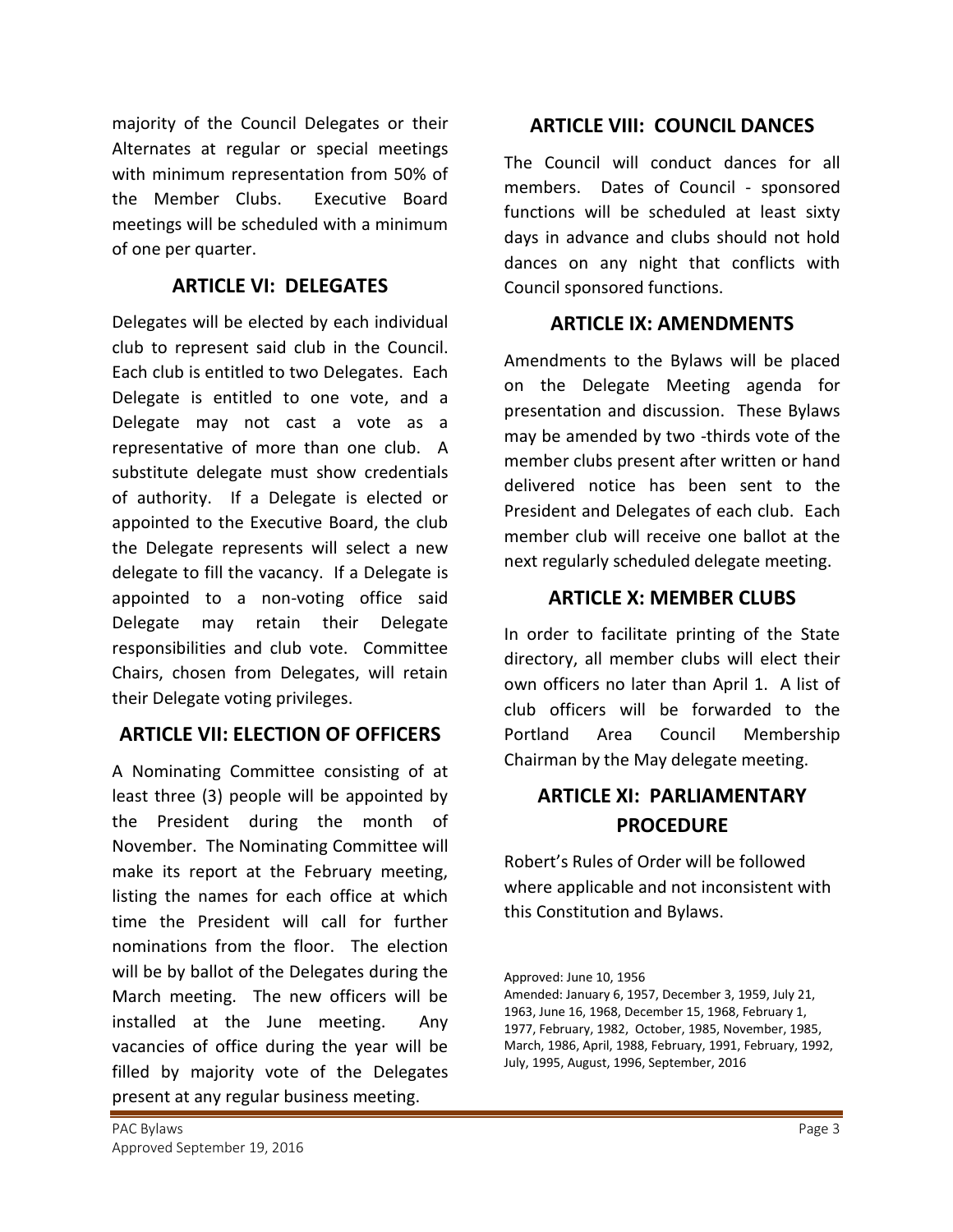majority of the Council Delegates or their Alternates at regular or special meetings with minimum representation from 50% of the Member Clubs. Executive Board meetings will be scheduled with a minimum of one per quarter.

## ARTICLE VI: DELEGATES

Delegates will be elected by each individual club to represent said club in the Council. Each club is entitled to two Delegates. Each Delegate is entitled to one vote, and a Delegate may not cast a vote as a representative of more than one club. A substitute delegate must show credentials of authority. If a Delegate is elected or appointed to the Executive Board, the club the Delegate represents will select a new delegate to fill the vacancy. If a Delegate is appointed to a non-voting office said Delegate may retain their Delegate responsibilities and club vote. Committee Chairs, chosen from Delegates, will retain their Delegate voting privileges.

## ARTICLE VII: ELECTION OF OFFICERS

A Nominating Committee consisting of at least three (3) people will be appointed by the President during the month of November. The Nominating Committee will make its report at the February meeting, listing the names for each office at which time the President will call for further nominations from the floor. The election will be by ballot of the Delegates during the March meeting. The new officers will be installed at the June meeting. Any vacancies of office during the year will be filled by majority vote of the Delegates present at any regular business meeting.

## ARTICLE VIII: COUNCIL DANCES

The Council will conduct dances for all members. Dates of Council - sponsored functions will be scheduled at least sixty days in advance and clubs should not hold dances on any night that conflicts with Council sponsored functions.

## ARTICLE IX: AMENDMENTS

Amendments to the Bylaws will be placed on the Delegate Meeting agenda for presentation and discussion. These Bylaws may be amended by two -thirds vote of the member clubs present after written or hand delivered notice has been sent to the President and Delegates of each club. Each member club will receive one ballot at the next regularly scheduled delegate meeting.

## ARTICLE X: MEMBER CLUBS

In order to facilitate printing of the State directory, all member clubs will elect their own officers no later than April 1. A list of club officers will be forwarded to the Portland Area Council Membership Chairman by the May delegate meeting.

## ARTICLE XI: PARLIAMENTARY PROCEDURE

Robert's Rules of Order will be followed where applicable and not inconsistent with this Constitution and Bylaws.

Approved: June 10, 1956
Amended: January 6, 1957, December 3, 1959, July 21, 1963, June 16, 1968, December 15, 1968, February 1, 1977, February, 1982, October, 1985, November, 1985, March, 1986, April, 1988, February, 1991, February, 1992, July, 1995, August, 1996, September, 2016